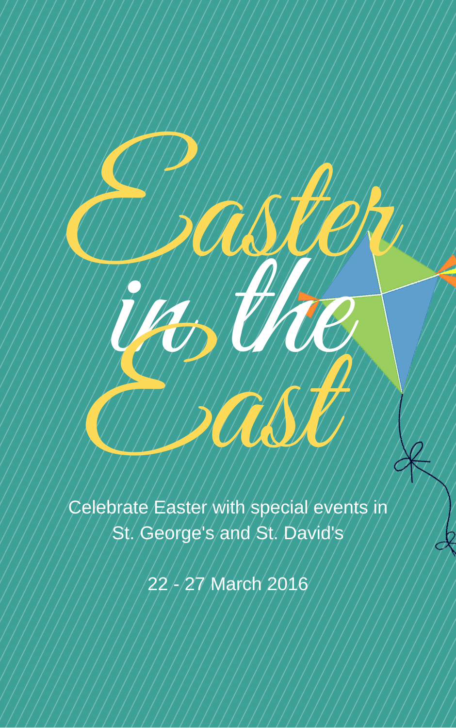# Easter in the East

Celebrate Easter with special events in St. George's and St. David's

22 - 27 March 2016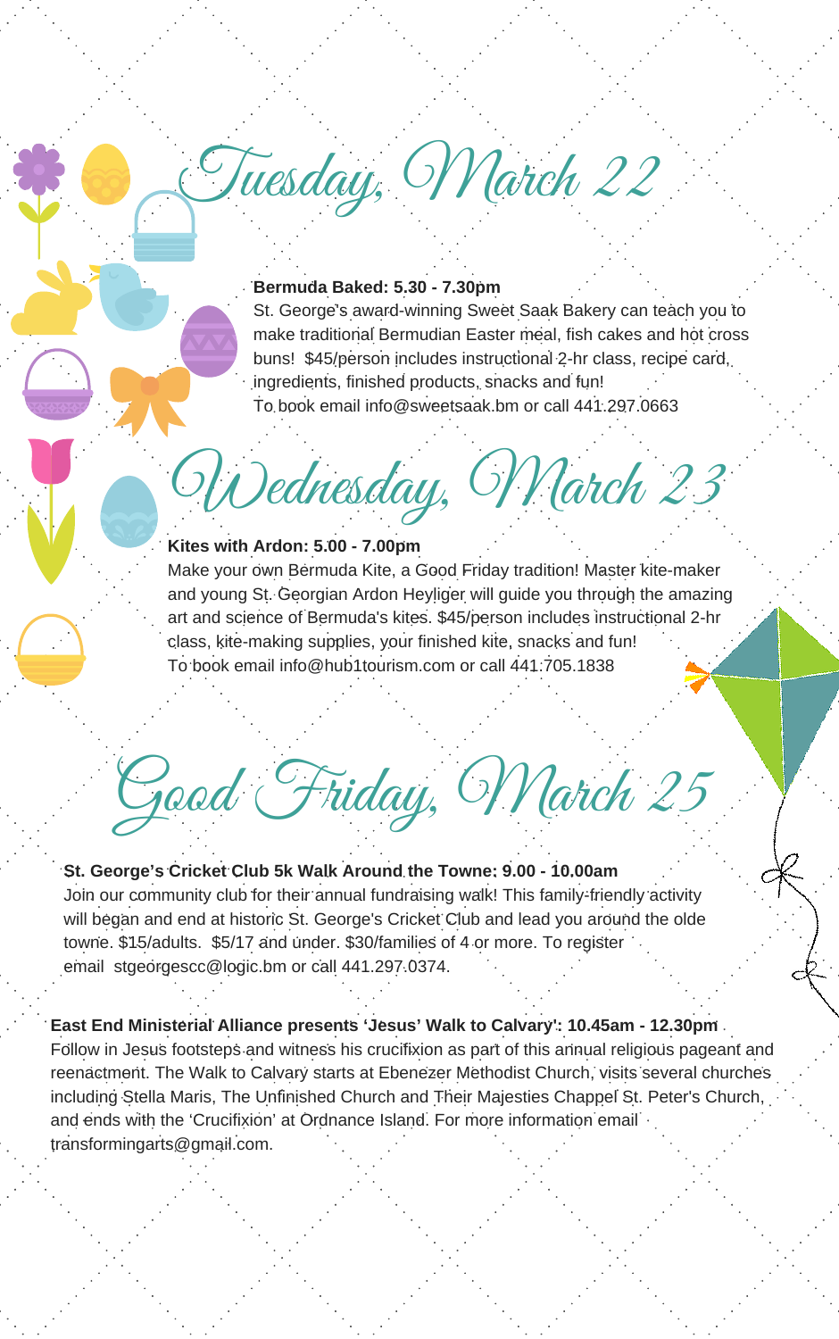# Tuesday, March 22

**Bermuda Baked: 5.30 - 7.30pm**

St. George's award-winning Sweet Saak Bakery can teach you to make traditional Bermudian Easter meal, fish cakes and hot cross buns! $45/person includes instructional 2-hr class, recipe card, ingredients, finished products, snacks and fun!
To book email info@sweetsaak.bm or call 441.297.0663

# Wednesday, March 23

**Kites with Ardon: 5.00 - 7.00pm**

Make your own Bermuda Kite, a Good Friday tradition! Master kite-maker and young St. Georgian Ardon Heyliger will guide you through the amazing art and science of Bermuda's kites. $45/person includes instructional 2-hr class, kite-making supplies, your finished kite, snacks and fun!
To book email info@hub1tourism.com or call 441.705.1838

# Good Friday, March 25

**St. George's Cricket Club 5k Walk Around the Towne: 9.00 - 10.00am**

Join our community club for their annual fundraising walk! This family-friendly activity will began and end at historic St. George's Cricket Club and lead you around the olde towne. $15/adults. $5/17 and under. $30/families of 4 or more. To register email stgeorgescc@logic.bm or call 441.297.0374.

**East End Ministerial Alliance presents 'Jesus' Walk to Calvary': 10.45am - 12.30pm**

Follow in Jesus footsteps and witness his crucifixion as part of this annual religious pageant and reenactment. The Walk to Calvary starts at Ebenezer Methodist Church, visits several churches including Stella Maris, The Unfinished Church and Their Majesties Chappel St. Peter's Church, and ends with the 'Crucifixion' at Ordnance Island. For more information email transformingarts@gmail.com.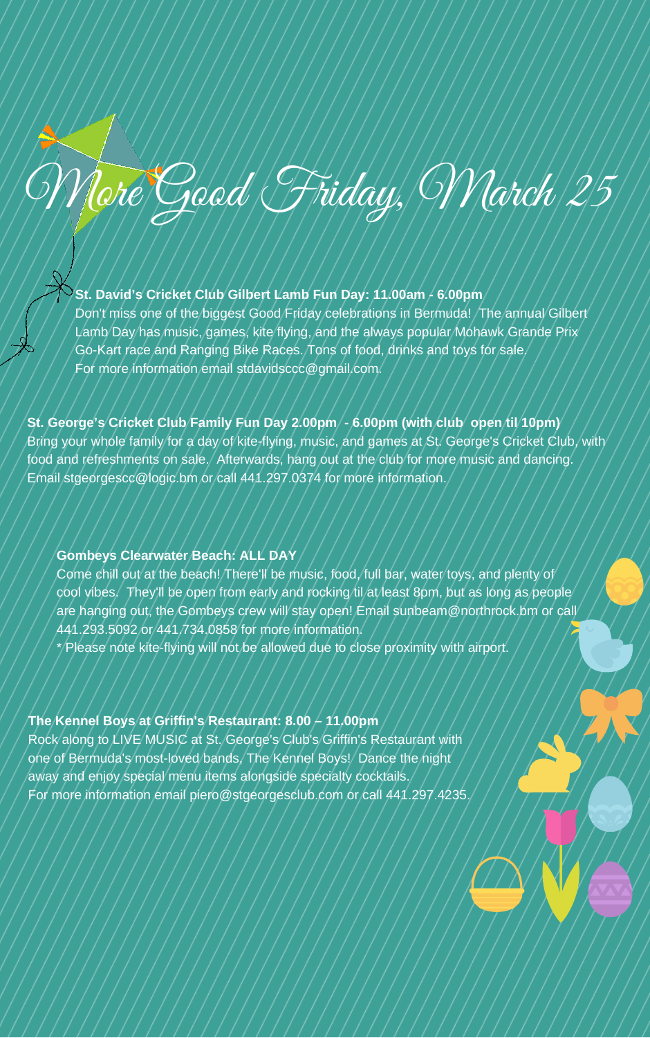# More Good Friday, March 25

**St. David's Cricket Club Gilbert Lamb Fun Day: 11.00am - 6.00pm**
Don't miss one of the biggest Good Friday celebrations in Bermuda! The annual Gilbert Lamb Day has music, games, kite flying, and the always popular Mohawk Grande Prix Go-Kart race and Ranging Bike Races. Tons of food, drinks and toys for sale.
For more information email stdavidsccc@gmail.com.

**St. George's Cricket Club Family Fun Day 2.00pm - 6.00pm (with club open til 10pm)**
Bring your whole family for a day of kite-flying, music, and games at St. George's Cricket Club, with food and refreshments on sale. Afterwards, hang out at the club for more music and dancing. Email stgeorgescc@logic.bm or call 441.297.0374 for more information.

**Gombeys Clearwater Beach: ALL DAY**
Come chill out at the beach! There'll be music, food, full bar, water toys, and plenty of cool vibes. They'll be open from early and rocking til at least 8pm, but as long as people are hanging out, the Gombeys crew will stay open! Email sunbeam@northrock.bm or call 441.293.5092 or 441.734.0858 for more information.
* Please note kite-flying will not be allowed due to close proximity with airport.

**The Kennel Boys at Griffin's Restaurant: 8.00 – 11.00pm**
Rock along to LIVE MUSIC at St. George's Club's Griffin's Restaurant with one of Bermuda's most-loved bands, The Kennel Boys! Dance the night away and enjoy special menu items alongside specialty cocktails.
For more information email piero@stgeorgesclub.com or call 441.297.4235.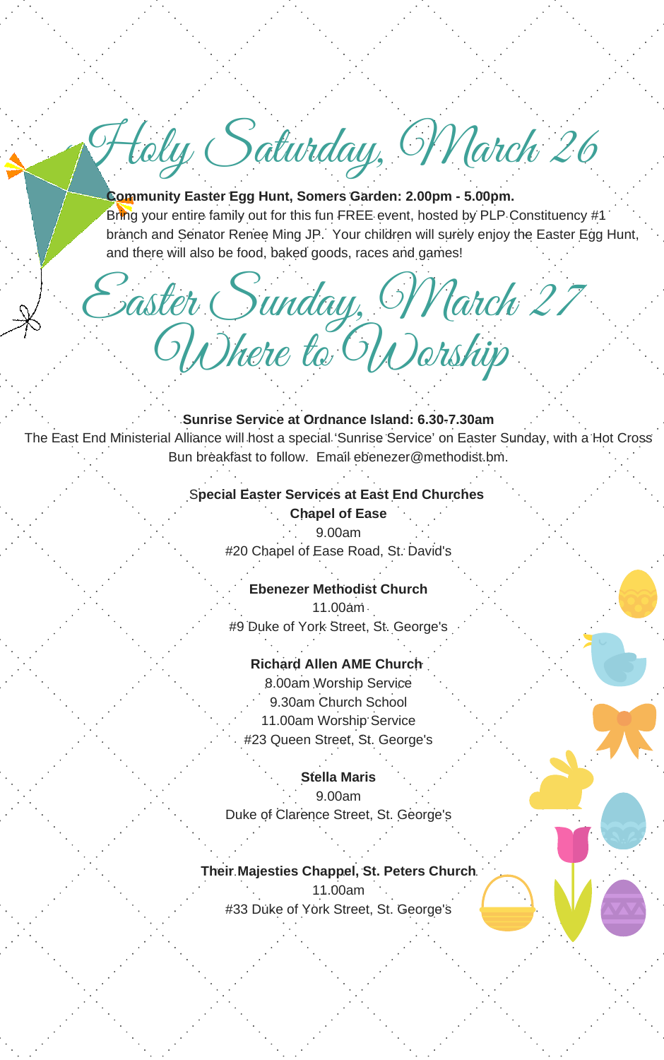# Holy Saturday, March 26

**Community Easter Egg Hunt, Somers Garden: 2.00pm - 5.00pm.**
Bring your entire family out for this fun FREE event, hosted by PLP Constituency #1 branch and Senator Renee Ming JP. Your children will surely enjoy the Easter Egg Hunt, and there will also be food, baked goods, races and games!

# Easter Sunday, March 27
# Where to Worship

**Sunrise Service at Ordnance Island: 6.30-7.30am**
The East End Ministerial Alliance will host a special 'Sunrise Service' on Easter Sunday, with a Hot Cross Bun breakfast to follow. Email ebenezer@methodist.bm.

**Special Easter Services at East End Churches**

**Chapel of Ease**
9.00am
#20 Chapel of Ease Road, St. David's

**Ebenezer Methodist Church**
11.00am
#9 Duke of York Street, St. George's

**Richard Allen AME Church**
8.00am Worship Service
9.30am Church School
11.00am Worship Service
#23 Queen Street, St. George's

**Stella Maris**
9.00am
Duke of Clarence Street, St. George's

**Their Majesties Chappel, St. Peters Church**
11.00am
#33 Duke of York Street, St. George's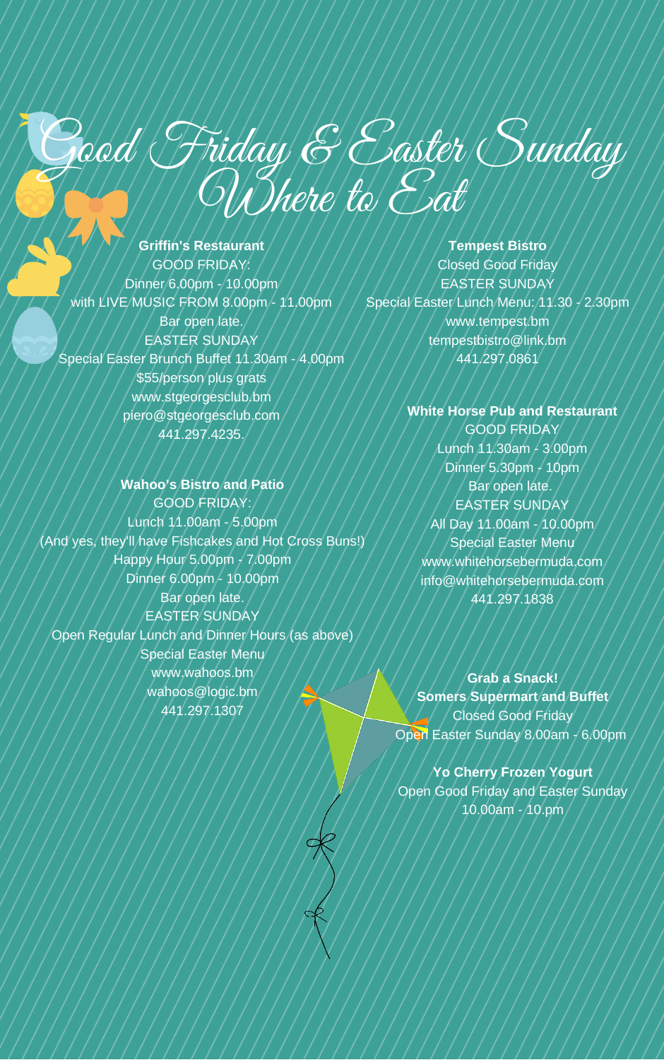# Good Friday & Easter Sunday Where to Eat

**Griffin's Restaurant**
GOOD FRIDAY:
Dinner 6.00pm - 10.00pm
with LIVE MUSIC FROM 8.00pm - 11.00pm
Bar open late.
EASTER SUNDAY
Special Easter Brunch Buffet 11.30am - 4.00pm
$55/person plus grats
www.stgeorgesclub.bm
piero@stgeorgesclub.com
441.297.4235.

**Wahoo's Bistro and Patio**
GOOD FRIDAY:
Lunch 11.00am - 5.00pm
(And yes, they'll have Fishcakes and Hot Cross Buns!)
Happy Hour 5.00pm - 7.00pm
Dinner 6.00pm - 10.00pm
Bar open late.
EASTER SUNDAY
Open Regular Lunch and Dinner Hours (as above)
Special Easter Menu
www.wahoos.bm
wahoos@logic.bm
441.297.1307

**Tempest Bistro**
Closed Good Friday
EASTER SUNDAY
Special Easter Lunch Menu: 11.30 - 2.30pm
www.tempest.bm
tempestbistro@link.bm
441.297.0861

**White Horse Pub and Restaurant**
GOOD FRIDAY
Lunch 11.30am - 3.00pm
Dinner 5.30pm - 10pm
Bar open late.
EASTER SUNDAY
All Day 11.00am - 10.00pm
Special Easter Menu
www.whitehorsebermuda.com
info@whitehorsebermuda.com
441.297.1838

**Grab a Snack!**
**Somers Supermart and Buffet**
Closed Good Friday
Open Easter Sunday 8.00am - 6.00pm

**Yo Cherry Frozen Yogurt**
Open Good Friday and Easter Sunday
10.00am - 10.pm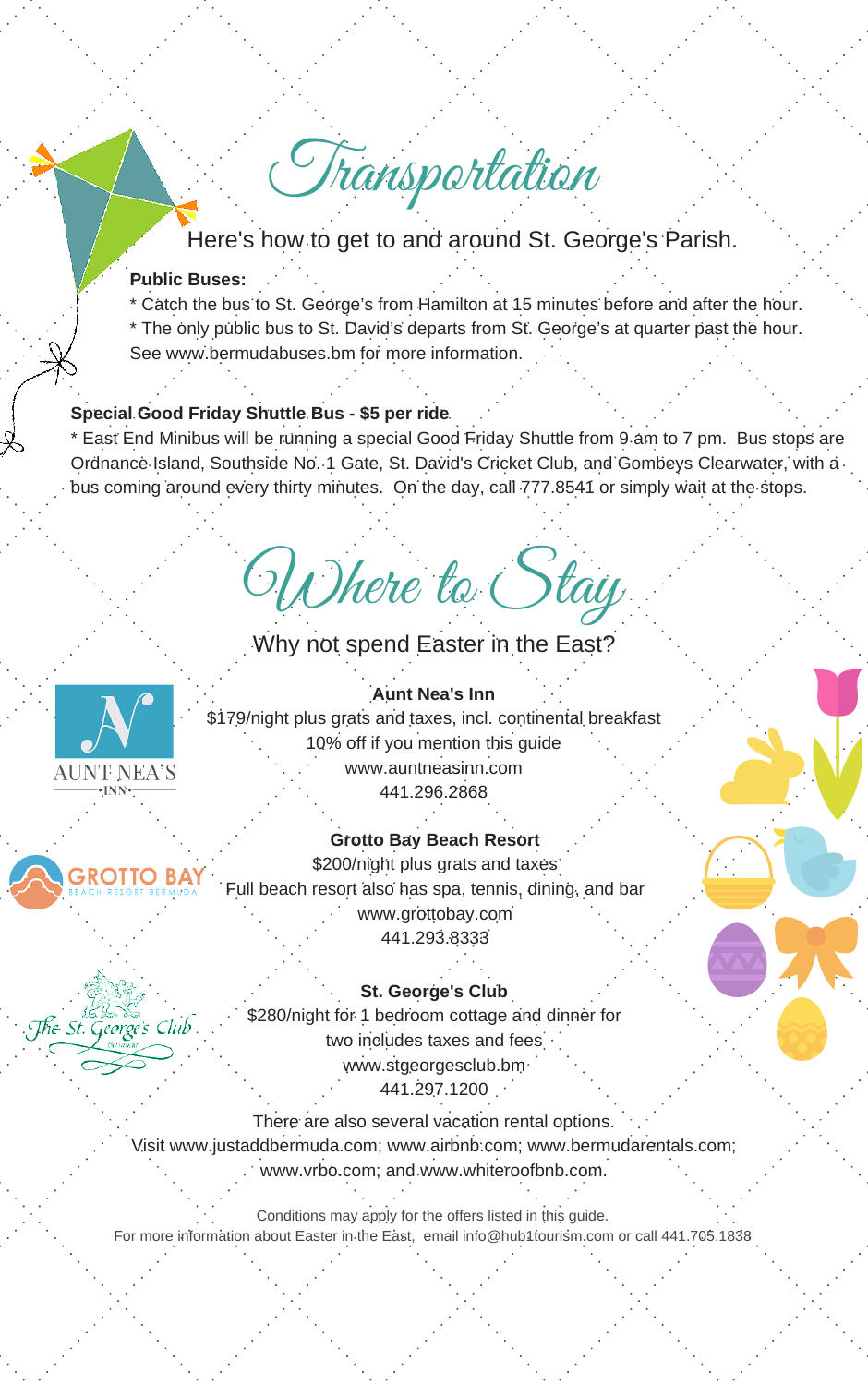# Transportation

Here's how to get to and around St. George's Parish.

**Public Buses:**

* Catch the bus to St. George's from Hamilton at 15 minutes before and after the hour.
* The only public bus to St. David's departs from St. George's at quarter past the hour.
See www.bermudabuses.bm for more information.

**Special Good Friday Shuttle Bus - $5 per ride**

* East End Minibus will be running a special Good Friday Shuttle from 9 am to 7 pm. Bus stops are Ordnance Island, Southside No. 1 Gate, St. David's Cricket Club, and Gombeys Clearwater, with a bus coming around every thirty minutes. On the day, call 777.8541 or simply wait at the stops.

# Where to Stay

Why not spend Easter in the East?

AUNT NEA'S INN

**Aunt Nea's Inn**
$179/night plus grats and taxes, incl. continental breakfast
10% off if you mention this guide
www.auntneasinn.com
441.296.2868

GROTTO BAY BEACH RESORT BERMUDA

**Grotto Bay Beach Resort**
$200/night plus grats and taxes
Full beach resort also has spa, tennis, dining, and bar
www.grottobay.com
441.293.8333

The St. George's Club Bermuda

**St. George's Club**
$280/night for 1 bedroom cottage and dinner for two includes taxes and fees
www.stgeorgesclub.bm
441.297.1200

There are also several vacation rental options.
Visit www.justaddbermuda.com; www.airbnb.com; www.bermudarentals.com; www.vrbo.com; and www.whiteroofbnb.com.

Conditions may apply for the offers listed in this guide.
For more information about Easter in the East, email info@hub1tourism.com or call 441.705.1838